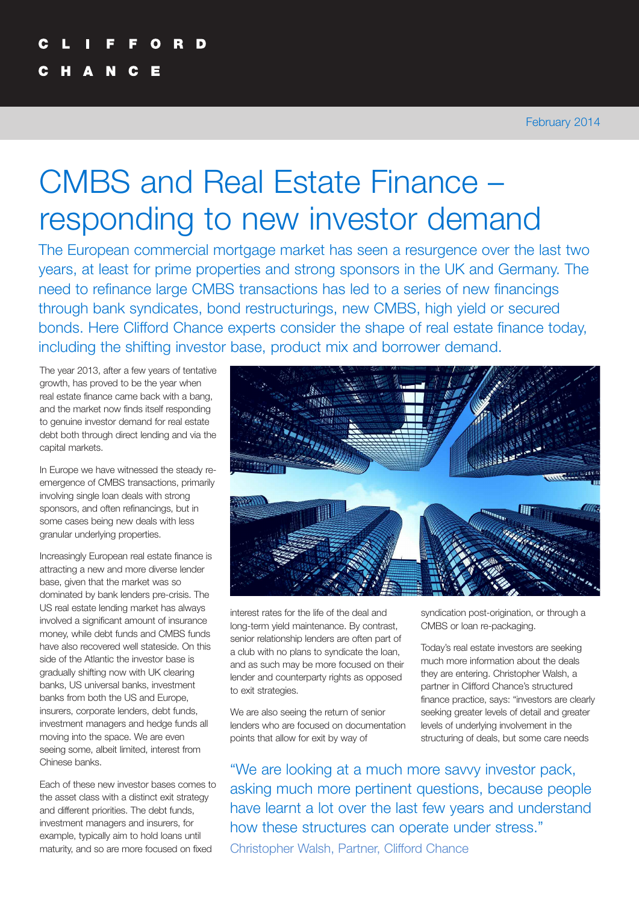CLIFFORD CHANCE

February 2014

# CMBS and Real Estate Finance – responding to new investor demand

The European commercial mortgage market has seen a resurgence over the last two years, at least for prime properties and strong sponsors in the UK and Germany. The need to refinance large CMBS transactions has led to a series of new financings through bank syndicates, bond restructurings, new CMBS, high yield or secured bonds. Here Clifford Chance experts consider the shape of real estate finance today, including the shifting investor base, product mix and borrower demand.

The year 2013, after a few years of tentative growth, has proved to be the year when real estate finance came back with a bang, and the market now finds itself responding to genuine investor demand for real estate debt both through direct lending and via the capital markets.

In Europe we have witnessed the steady re-emergence of CMBS transactions, primarily involving single loan deals with strong sponsors, and often refinancings, but in some cases being new deals with less granular underlying properties.

Increasingly European real estate finance is attracting a new and more diverse lender base, given that the market was so dominated by bank lenders pre-crisis. The US real estate lending market has always involved a significant amount of insurance money, while debt funds and CMBS funds have also recovered well stateside. On this side of the Atlantic the investor base is gradually shifting now with UK clearing banks, US universal banks, investment banks from both the US and Europe, insurers, corporate lenders, debt funds, investment managers and hedge funds all moving into the space. We are even seeing some, albeit limited, interest from Chinese banks.

Each of these new investor bases comes to the asset class with a distinct exit strategy and different priorities. The debt funds, investment managers and insurers, for example, typically aim to hold loans until maturity, and so are more focused on fixed interest rates for the life of the deal and long-term yield maintenance. By contrast, senior relationship lenders are often part of a club with no plans to syndicate the loan, and as such may be more focused on their lender and counterparty rights as opposed to exit strategies.

We are also seeing the return of senior lenders who are focused on documentation points that allow for exit by way of syndication post-origination, or through a CMBS or loan re-packaging.

Today's real estate investors are seeking much more information about the deals they are entering. Christopher Walsh, a partner in Clifford Chance's structured finance practice, says: "investors are clearly seeking greater levels of detail and greater levels of underlying involvement in the structuring of deals, but some care needs

> "We are looking at a much more savvy investor pack, asking much more pertinent questions, because people have learnt a lot over the last few years and understand how these structures can operate under stress."
>
> Christopher Walsh, Partner, Clifford Chance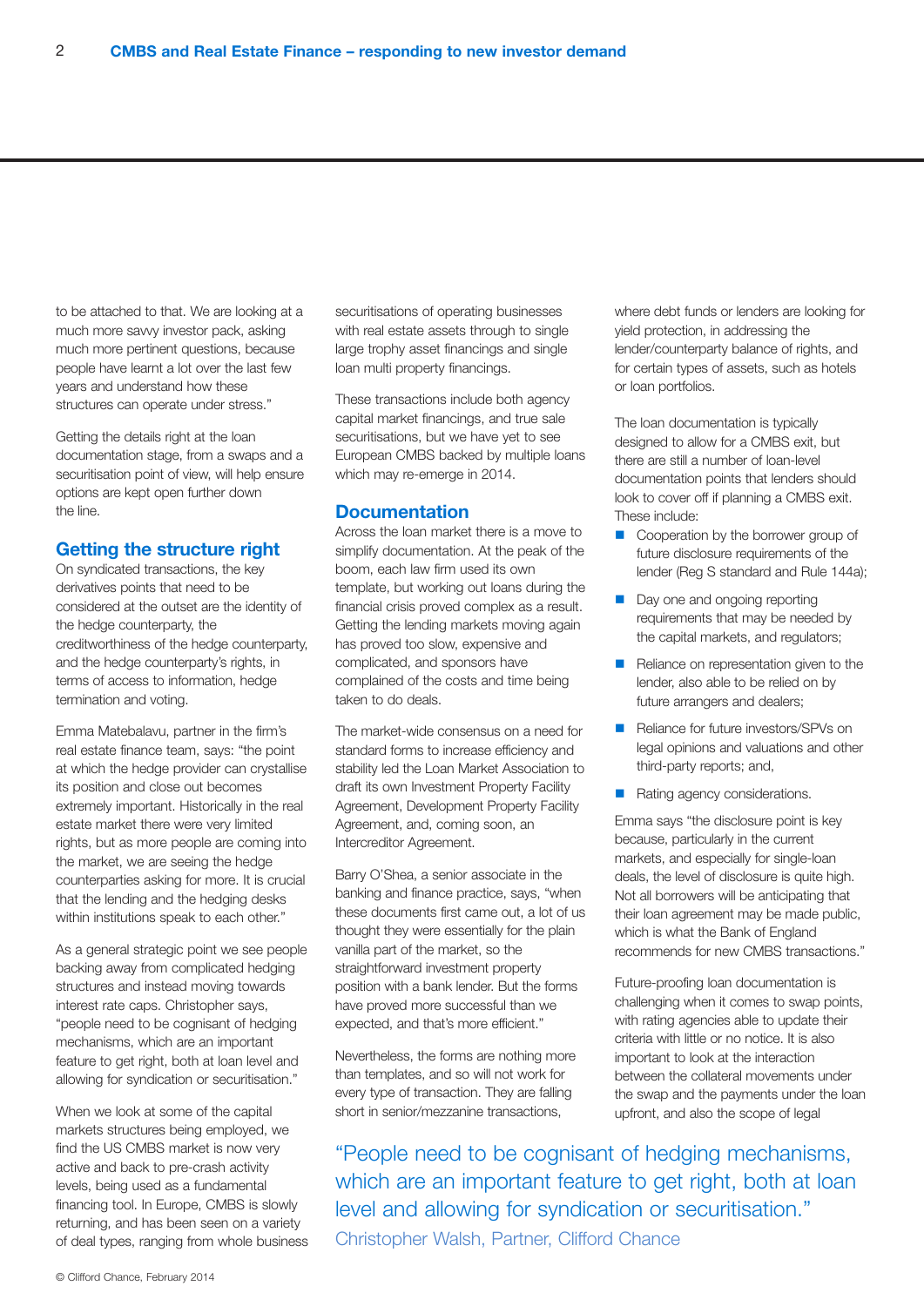to be attached to that. We are looking at a much more savvy investor pack, asking much more pertinent questions, because people have learnt a lot over the last few years and understand how these structures can operate under stress."

Getting the details right at the loan documentation stage, from a swaps and a securitisation point of view, will help ensure options are kept open further down the line.

## Getting the structure right

On syndicated transactions, the key derivatives points that need to be considered at the outset are the identity of the hedge counterparty, the creditworthiness of the hedge counterparty, and the hedge counterparty's rights, in terms of access to information, hedge termination and voting.

Emma Matebalavu, partner in the firm's real estate finance team, says: "the point at which the hedge provider can crystallise its position and close out becomes extremely important. Historically in the real estate market there were very limited rights, but as more people are coming into the market, we are seeing the hedge counterparties asking for more. It is crucial that the lending and the hedging desks within institutions speak to each other."

As a general strategic point we see people backing away from complicated hedging structures and instead moving towards interest rate caps. Christopher says, "people need to be cognisant of hedging mechanisms, which are an important feature to get right, both at loan level and allowing for syndication or securitisation."

When we look at some of the capital markets structures being employed, we find the US CMBS market is now very active and back to pre-crash activity levels, being used as a fundamental financing tool. In Europe, CMBS is slowly returning, and has been seen on a variety of deal types, ranging from whole business securitisations of operating businesses with real estate assets through to single large trophy asset financings and single loan multi property financings.

These transactions include both agency capital market financings, and true sale securitisations, but we have yet to see European CMBS backed by multiple loans which may re-emerge in 2014.

## Documentation

Across the loan market there is a move to simplify documentation. At the peak of the boom, each law firm used its own template, but working out loans during the financial crisis proved complex as a result. Getting the lending markets moving again has proved too slow, expensive and complicated, and sponsors have complained of the costs and time being taken to do deals.

The market-wide consensus on a need for standard forms to increase efficiency and stability led the Loan Market Association to draft its own Investment Property Facility Agreement, Development Property Facility Agreement, and, coming soon, an Intercreditor Agreement.

Barry O'Shea, a senior associate in the banking and finance practice, says, "when these documents first came out, a lot of us thought they were essentially for the plain vanilla part of the market, so the straightforward investment property position with a bank lender. But the forms have proved more successful than we expected, and that's more efficient."

Nevertheless, the forms are nothing more than templates, and so will not work for every type of transaction. They are falling short in senior/mezzanine transactions, where debt funds or lenders are looking for yield protection, in addressing the lender/counterparty balance of rights, and for certain types of assets, such as hotels or loan portfolios.

The loan documentation is typically designed to allow for a CMBS exit, but there are still a number of loan-level documentation points that lenders should look to cover off if planning a CMBS exit. These include:

- Cooperation by the borrower group of future disclosure requirements of the lender (Reg S standard and Rule 144a);
- Day one and ongoing reporting requirements that may be needed by the capital markets, and regulators;
- Reliance on representation given to the lender, also able to be relied on by future arrangers and dealers;
- Reliance for future investors/SPVs on legal opinions and valuations and other third-party reports; and,
- Rating agency considerations.

Emma says "the disclosure point is key because, particularly in the current markets, and especially for single-loan deals, the level of disclosure is quite high. Not all borrowers will be anticipating that their loan agreement may be made public, which is what the Bank of England recommends for new CMBS transactions."

Future-proofing loan documentation is challenging when it comes to swap points, with rating agencies able to update their criteria with little or no notice. It is also important to look at the interaction between the collateral movements under the swap and the payments under the loan upfront, and also the scope of legal

> "People need to be cognisant of hedging mechanisms, which are an important feature to get right, both at loan level and allowing for syndication or securitisation."
>
> Christopher Walsh, Partner, Clifford Chance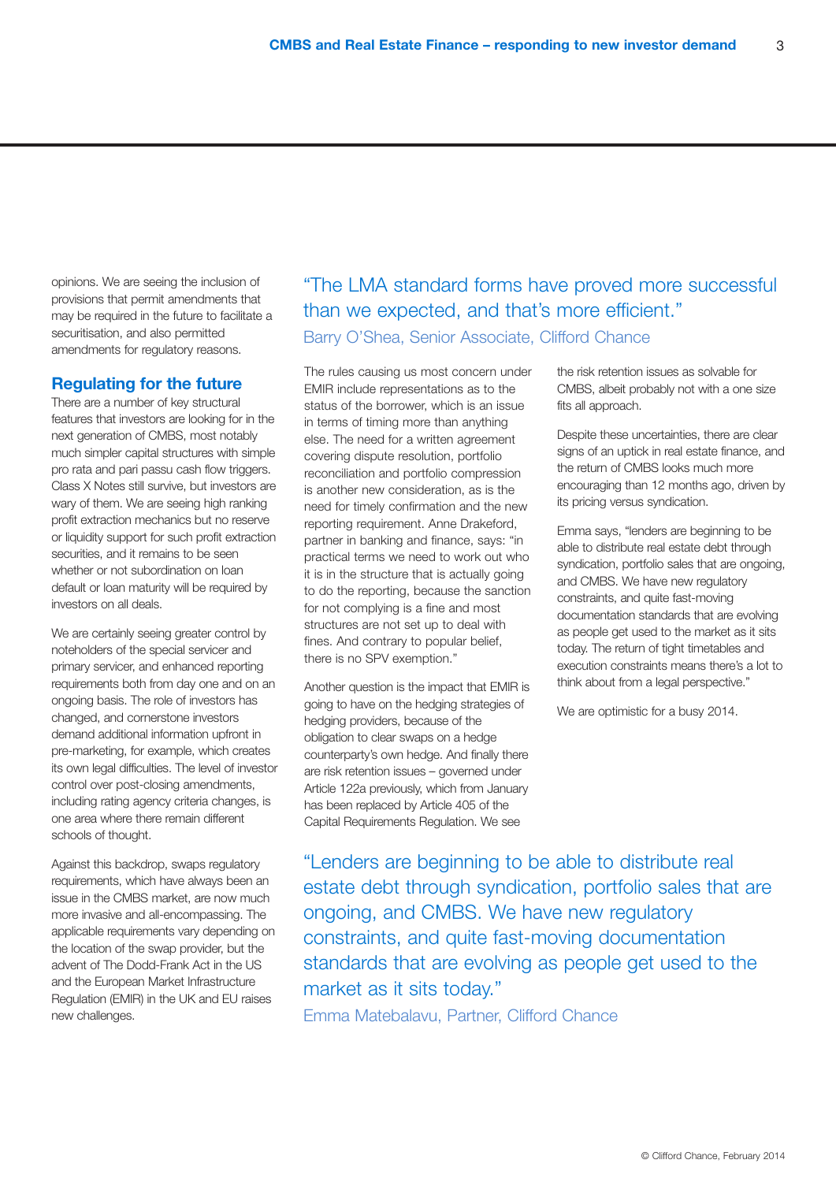opinions. We are seeing the inclusion of provisions that permit amendments that may be required in the future to facilitate a securitisation, and also permitted amendments for regulatory reasons.

## Regulating for the future

There are a number of key structural features that investors are looking for in the next generation of CMBS, most notably much simpler capital structures with simple pro rata and pari passu cash flow triggers. Class X Notes still survive, but investors are wary of them. We are seeing high ranking profit extraction mechanics but no reserve or liquidity support for such profit extraction securities, and it remains to be seen whether or not subordination on loan default or loan maturity will be required by investors on all deals.

We are certainly seeing greater control by noteholders of the special servicer and primary servicer, and enhanced reporting requirements both from day one and on an ongoing basis. The role of investors has changed, and cornerstone investors demand additional information upfront in pre-marketing, for example, which creates its own legal difficulties. The level of investor control over post-closing amendments, including rating agency criteria changes, is one area where there remain different schools of thought.

Against this backdrop, swaps regulatory requirements, which have always been an issue in the CMBS market, are now much more invasive and all-encompassing. The applicable requirements vary depending on the location of the swap provider, but the advent of The Dodd-Frank Act in the US and the European Market Infrastructure Regulation (EMIR) in the UK and EU raises new challenges.

> "The LMA standard forms have proved more successful than we expected, and that's more efficient."
>
> Barry O'Shea, Senior Associate, Clifford Chance

The rules causing us most concern under EMIR include representations as to the status of the borrower, which is an issue in terms of timing more than anything else. The need for a written agreement covering dispute resolution, portfolio reconciliation and portfolio compression is another new consideration, as is the need for timely confirmation and the new reporting requirement. Anne Drakeford, partner in banking and finance, says: "in practical terms we need to work out who it is in the structure that is actually going to do the reporting, because the sanction for not complying is a fine and most structures are not set up to deal with fines. And contrary to popular belief, there is no SPV exemption."

Another question is the impact that EMIR is going to have on the hedging strategies of hedging providers, because of the obligation to clear swaps on a hedge counterparty's own hedge. And finally there are risk retention issues – governed under Article 122a previously, which from January has been replaced by Article 405 of the Capital Requirements Regulation. We see the risk retention issues as solvable for CMBS, albeit probably not with a one size fits all approach.

Despite these uncertainties, there are clear signs of an uptick in real estate finance, and the return of CMBS looks much more encouraging than 12 months ago, driven by its pricing versus syndication.

Emma says, "lenders are beginning to be able to distribute real estate debt through syndication, portfolio sales that are ongoing, and CMBS. We have new regulatory constraints, and quite fast-moving documentation standards that are evolving as people get used to the market as it sits today. The return of tight timetables and execution constraints means there's a lot to think about from a legal perspective."

We are optimistic for a busy 2014.

> "Lenders are beginning to be able to distribute real estate debt through syndication, portfolio sales that are ongoing, and CMBS. We have new regulatory constraints, and quite fast-moving documentation standards that are evolving as people get used to the market as it sits today."
>
> Emma Matebalavu, Partner, Clifford Chance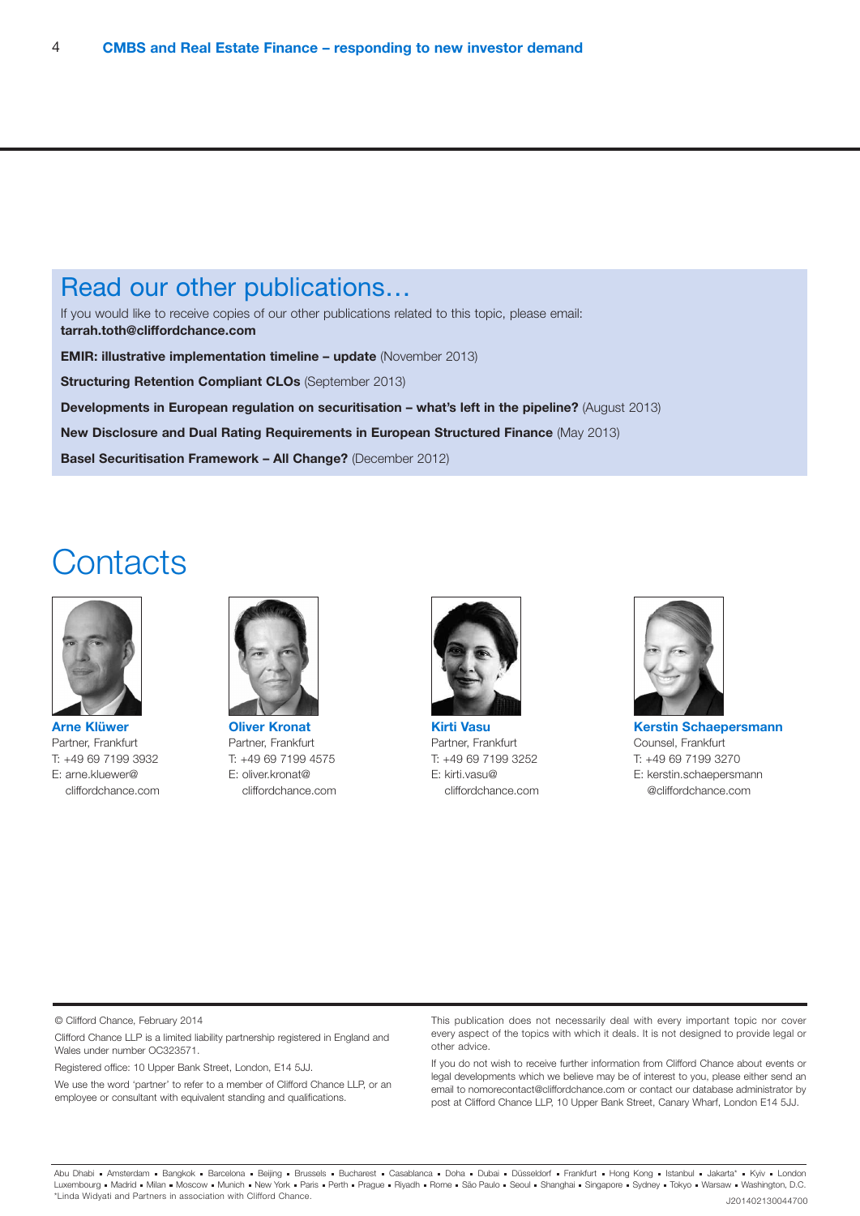## Read our other publications…

If you would like to receive copies of our other publications related to this topic, please email:
**tarrah.toth@cliffordchance.com**

**EMIR: illustrative implementation timeline – update** (November 2013)

**Structuring Retention Compliant CLOs** (September 2013)

**Developments in European regulation on securitisation – what's left in the pipeline?** (August 2013)

**New Disclosure and Dual Rating Requirements in European Structured Finance** (May 2013)

**Basel Securitisation Framework – All Change?** (December 2012)

# Contacts

**Arne Klüwer**
Partner, Frankfurt
T: +49 69 7199 3932
E: arne.kluewer@cliffordchance.com

**Oliver Kronat**
Partner, Frankfurt
T: +49 69 7199 4575
E: oliver.kronat@cliffordchance.com

**Kirti Vasu**
Partner, Frankfurt
T: +49 69 7199 3252
E: kirti.vasu@cliffordchance.com

**Kerstin Schaepersmann**
Counsel, Frankfurt
T: +49 69 7199 3270
E: kerstin.schaepersmann@cliffordchance.com

© Clifford Chance, February 2014

Clifford Chance LLP is a limited liability partnership registered in England and Wales under number OC323571.

Registered office: 10 Upper Bank Street, London, E14 5JJ.

We use the word 'partner' to refer to a member of Clifford Chance LLP, or an employee or consultant with equivalent standing and qualifications.

This publication does not necessarily deal with every important topic nor cover every aspect of the topics with which it deals. It is not designed to provide legal or other advice.

If you do not wish to receive further information from Clifford Chance about events or legal developments which we believe may be of interest to you, please either send an email to nomorecontact@cliffordchance.com or contact our database administrator by post at Clifford Chance LLP, 10 Upper Bank Street, Canary Wharf, London E14 5JJ.

Abu Dhabi ▪ Amsterdam ▪ Bangkok ▪ Barcelona ▪ Beijing ▪ Brussels ▪ Bucharest ▪ Casablanca ▪ Doha ▪ Dubai ▪ Düsseldorf ▪ Frankfurt ▪ Hong Kong ▪ Istanbul ▪ Jakarta* ▪ Kyiv ▪ London
Luxembourg ▪ Madrid ▪ Milan ▪ Moscow ▪ Munich ▪ New York ▪ Paris ▪ Perth ▪ Prague ▪ Riyadh ▪ Rome ▪ São Paulo ▪ Seoul ▪ Shanghai ▪ Singapore ▪ Sydney ▪ Tokyo ▪ Warsaw ▪ Washington, D.C.
*Linda Widyati and Partners in association with Clifford Chance.

J201402130044700